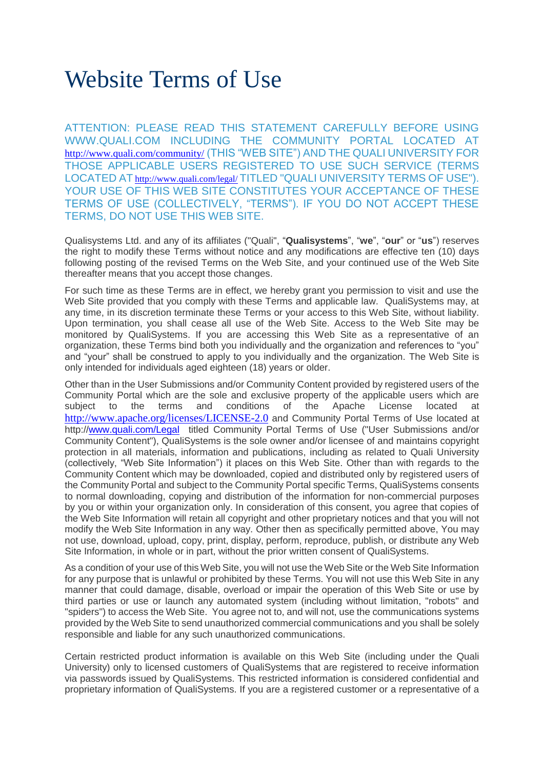# Website Terms of Use

ATTENTION: PLEASE READ THIS STATEMENT CAREFULLY BEFORE USING WWW.QUALI.COM INCLUDING THE COMMUNITY PORTAL LOCATED AT http://www.quali.com/community/ (THIS "WEB SITE") AND THE QUALI UNIVERSITY FOR THOSE APPLICABLE USERS REGISTERED TO USE SUCH SERVICE (TERMS LOCATED AT http://www.quali.com/legal/ TITLED "QUALI UNIVERSITY TERMS OF USE"). YOUR USE OF THIS WEB SITE CONSTITUTES YOUR ACCEPTANCE OF THESE TERMS OF USE (COLLECTIVELY, "TERMS"). IF YOU DO NOT ACCEPT THESE TERMS, DO NOT USE THIS WEB SITE.

Qualisystems Ltd. and any of its affiliates ("Quali", "**Qualisystems**", "**we**", "**our**" or "**us**") reserves the right to modify these Terms without notice and any modifications are effective ten (10) days following posting of the revised Terms on the Web Site, and your continued use of the Web Site thereafter means that you accept those changes.

For such time as these Terms are in effect, we hereby grant you permission to visit and use the Web Site provided that you comply with these Terms and applicable law. QualiSystems may, at any time, in its discretion terminate these Terms or your access to this Web Site, without liability. Upon termination, you shall cease all use of the Web Site. Access to the Web Site may be monitored by QualiSystems. If you are accessing this Web Site as a representative of an organization, these Terms bind both you individually and the organization and references to "you" and "your" shall be construed to apply to you individually and the organization. The Web Site is only intended for individuals aged eighteen (18) years or older.

Other than in the User Submissions and/or Community Content provided by registered users of the Community Portal which are the sole and exclusive property of the applicable users which are subject to the terms and conditions of the Apache License located at http://www.apache.org/licenses/LICENSE-2.0 and Community Portal Terms of Use located at http://www.quali.com/Legal titled Community Portal Terms of Use ("User Submissions and/or Community Content"), QualiSystems is the sole owner and/or licensee of and maintains copyright protection in all materials, information and publications, including as related to Quali University (collectively, "Web Site Information") it places on this Web Site. Other than with regards to the Community Content which may be downloaded, copied and distributed only by registered users of the Community Portal and subject to the Community Portal specific Terms, QualiSystems consents to normal downloading, copying and distribution of the information for non-commercial purposes by you or within your organization only. In consideration of this consent, you agree that copies of the Web Site Information will retain all copyright and other proprietary notices and that you will not modify the Web Site Information in any way. Other then as specifically permitted above, You may not use, download, upload, copy, print, display, perform, reproduce, publish, or distribute any Web Site Information, in whole or in part, without the prior written consent of QualiSystems.

As a condition of your use of this Web Site, you will not use the Web Site or the Web Site Information for any purpose that is unlawful or prohibited by these Terms. You will not use this Web Site in any manner that could damage, disable, overload or impair the operation of this Web Site or use by third parties or use or launch any automated system (including without limitation, "robots" and "spiders") to access the Web Site. You agree not to, and will not, use the communications systems provided by the Web Site to send unauthorized commercial communications and you shall be solely responsible and liable for any such unauthorized communications.

Certain restricted product information is available on this Web Site (including under the Quali University) only to licensed customers of QualiSystems that are registered to receive information via passwords issued by QualiSystems. This restricted information is considered confidential and proprietary information of QualiSystems. If you are a registered customer or a representative of a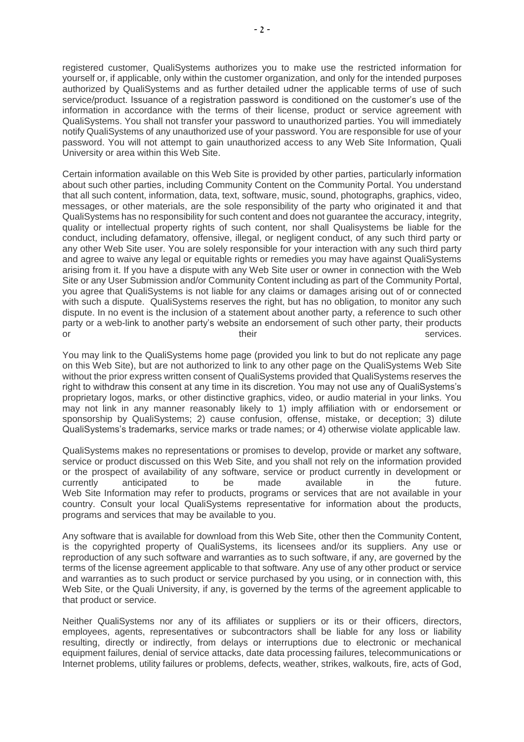registered customer, QualiSystems authorizes you to make use the restricted information for yourself or, if applicable, only within the customer organization, and only for the intended purposes authorized by QualiSystems and as further detailed udner the applicable terms of use of such service/product. Issuance of a registration password is conditioned on the customer's use of the information in accordance with the terms of their license, product or service agreement with QualiSystems. You shall not transfer your password to unauthorized parties. You will immediately notify QualiSystems of any unauthorized use of your password. You are responsible for use of your password. You will not attempt to gain unauthorized access to any Web Site Information, Quali University or area within this Web Site.

Certain information available on this Web Site is provided by other parties, particularly information about such other parties, including Community Content on the Community Portal. You understand that all such content, information, data, text, software, music, sound, photographs, graphics, video, messages, or other materials, are the sole responsibility of the party who originated it and that QualiSystems has no responsibility for such content and does not guarantee the accuracy, integrity, quality or intellectual property rights of such content, nor shall Qualisystems be liable for the conduct, including defamatory, offensive, illegal, or negligent conduct, of any such third party or any other Web Site user. You are solely responsible for your interaction with any such third party and agree to waive any legal or equitable rights or remedies you may have against QualiSystems arising from it. If you have a dispute with any Web Site user or owner in connection with the Web Site or any User Submission and/or Community Content including as part of the Community Portal, you agree that QualiSystems is not liable for any claims or damages arising out of or connected with such a dispute. QualiSystems reserves the right, but has no obligation, to monitor any such dispute. In no event is the inclusion of a statement about another party, a reference to such other party or a web-link to another party's website an endorsement of such other party, their products or their services.

You may link to the QualiSystems home page (provided you link to but do not replicate any page on this Web Site), but are not authorized to link to any other page on the QualiSystems Web Site without the prior express written consent of QualiSystems provided that QualiSystems reserves the right to withdraw this consent at any time in its discretion. You may not use any of QualiSystems's proprietary logos, marks, or other distinctive graphics, video, or audio material in your links. You may not link in any manner reasonably likely to 1) imply affiliation with or endorsement or sponsorship by QualiSystems; 2) cause confusion, offense, mistake, or deception; 3) dilute QualiSystems's trademarks, service marks or trade names; or 4) otherwise violate applicable law.

QualiSystems makes no representations or promises to develop, provide or market any software, service or product discussed on this Web Site, and you shall not rely on the information provided or the prospect of availability of any software, service or product currently in development or currently anticipated to be made available in the future. Web Site Information may refer to products, programs or services that are not available in your country. Consult your local QualiSystems representative for information about the products, programs and services that may be available to you.

Any software that is available for download from this Web Site, other then the Community Content, is the copyrighted property of QualiSystems, its licensees and/or its suppliers. Any use or reproduction of any such software and warranties as to such software, if any, are governed by the terms of the license agreement applicable to that software. Any use of any other product or service and warranties as to such product or service purchased by you using, or in connection with, this Web Site, or the Quali University, if any, is governed by the terms of the agreement applicable to that product or service.

Neither QualiSystems nor any of its affiliates or suppliers or its or their officers, directors, employees, agents, representatives or subcontractors shall be liable for any loss or liability resulting, directly or indirectly, from delays or interruptions due to electronic or mechanical equipment failures, denial of service attacks, date data processing failures, telecommunications or Internet problems, utility failures or problems, defects, weather, strikes, walkouts, fire, acts of God,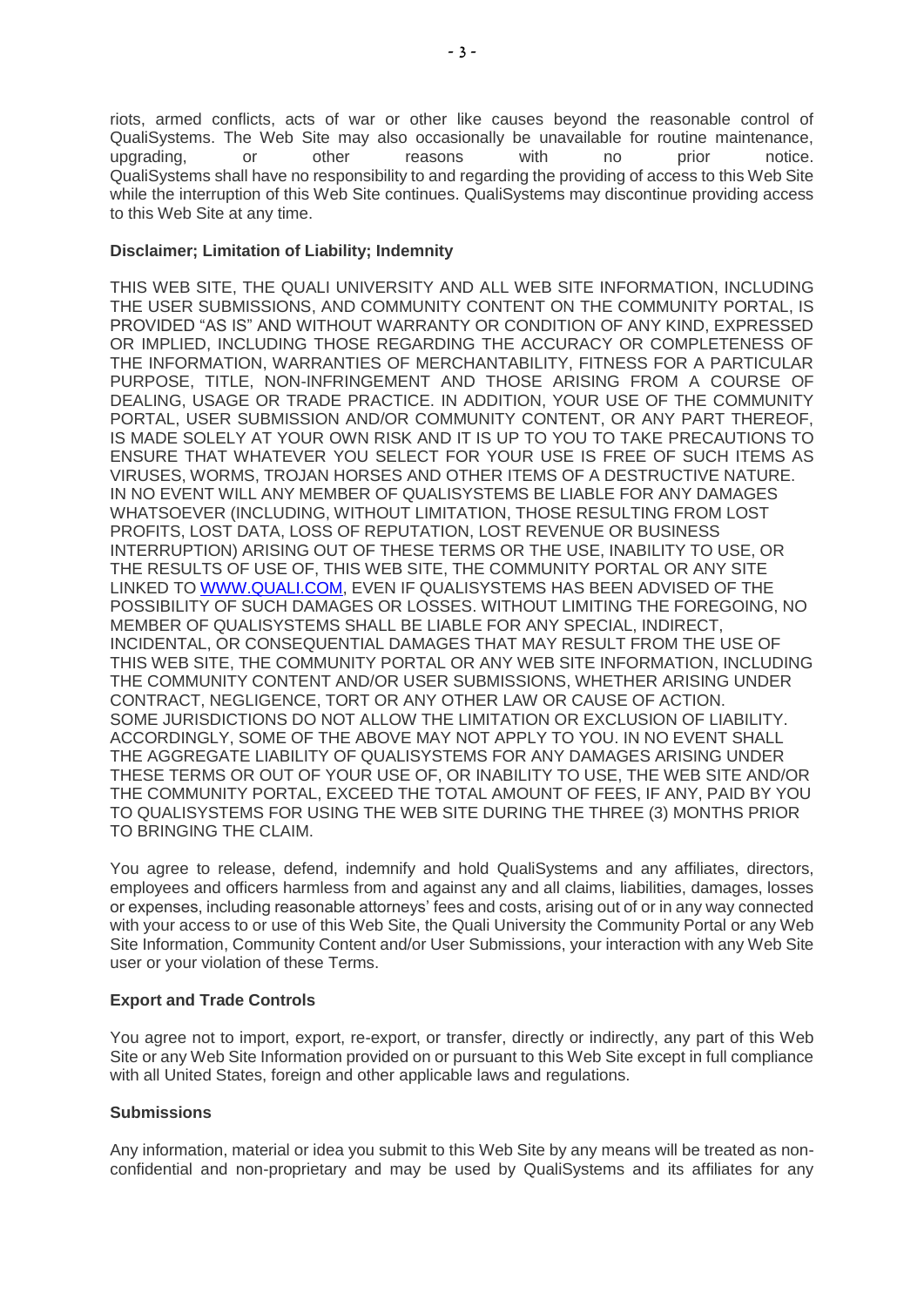riots, armed conflicts, acts of war or other like causes beyond the reasonable control of QualiSystems. The Web Site may also occasionally be unavailable for routine maintenance, upgrading, or other reasons with no prior notice. QualiSystems shall have no responsibility to and regarding the providing of access to this Web Site while the interruption of this Web Site continues. QualiSystems may discontinue providing access to this Web Site at any time.

**Disclaimer; Limitation of Liability; Indemnity**

THIS WEB SITE, THE QUALI UNIVERSITY AND ALL WEB SITE INFORMATION, INCLUDING THE USER SUBMISSIONS, AND COMMUNITY CONTENT ON THE COMMUNITY PORTAL, IS PROVIDED "AS IS" AND WITHOUT WARRANTY OR CONDITION OF ANY KIND, EXPRESSED OR IMPLIED, INCLUDING THOSE REGARDING THE ACCURACY OR COMPLETENESS OF THE INFORMATION, WARRANTIES OF MERCHANTABILITY, FITNESS FOR A PARTICULAR PURPOSE, TITLE, NON-INFRINGEMENT AND THOSE ARISING FROM A COURSE OF DEALING, USAGE OR TRADE PRACTICE. IN ADDITION, YOUR USE OF THE COMMUNITY PORTAL, USER SUBMISSION AND/OR COMMUNITY CONTENT, OR ANY PART THEREOF, IS MADE SOLELY AT YOUR OWN RISK AND IT IS UP TO YOU TO TAKE PRECAUTIONS TO ENSURE THAT WHATEVER YOU SELECT FOR YOUR USE IS FREE OF SUCH ITEMS AS VIRUSES, WORMS, TROJAN HORSES AND OTHER ITEMS OF A DESTRUCTIVE NATURE. IN NO EVENT WILL ANY MEMBER OF QUALISYSTEMS BE LIABLE FOR ANY DAMAGES WHATSOEVER (INCLUDING, WITHOUT LIMITATION, THOSE RESULTING FROM LOST PROFITS, LOST DATA, LOSS OF REPUTATION, LOST REVENUE OR BUSINESS INTERRUPTION) ARISING OUT OF THESE TERMS OR THE USE, INABILITY TO USE, OR THE RESULTS OF USE OF, THIS WEB SITE, THE COMMUNITY PORTAL OR ANY SITE LINKED TO [WWW.QUALI.COM](http://www.quali.com), EVEN IF QUALISYSTEMS HAS BEEN ADVISED OF THE POSSIBILITY OF SUCH DAMAGES OR LOSSES. WITHOUT LIMITING THE FOREGOING, NO MEMBER OF QUALISYSTEMS SHALL BE LIABLE FOR ANY SPECIAL, INDIRECT, INCIDENTAL, OR CONSEQUENTIAL DAMAGES THAT MAY RESULT FROM THE USE OF THIS WEB SITE, THE COMMUNITY PORTAL OR ANY WEB SITE INFORMATION, INCLUDING THE COMMUNITY CONTENT AND/OR USER SUBMISSIONS, WHETHER ARISING UNDER CONTRACT, NEGLIGENCE, TORT OR ANY OTHER LAW OR CAUSE OF ACTION. SOME JURISDICTIONS DO NOT ALLOW THE LIMITATION OR EXCLUSION OF LIABILITY. ACCORDINGLY, SOME OF THE ABOVE MAY NOT APPLY TO YOU. IN NO EVENT SHALL THE AGGREGATE LIABILITY OF QUALISYSTEMS FOR ANY DAMAGES ARISING UNDER THESE TERMS OR OUT OF YOUR USE OF, OR INABILITY TO USE, THE WEB SITE AND/OR THE COMMUNITY PORTAL, EXCEED THE TOTAL AMOUNT OF FEES, IF ANY, PAID BY YOU TO QUALISYSTEMS FOR USING THE WEB SITE DURING THE THREE (3) MONTHS PRIOR TO BRINGING THE CLAIM.

You agree to release, defend, indemnify and hold QualiSystems and any affiliates, directors, employees and officers harmless from and against any and all claims, liabilities, damages, losses or expenses, including reasonable attorneys' fees and costs, arising out of or in any way connected with your access to or use of this Web Site, the Quali University the Community Portal or any Web Site Information, Community Content and/or User Submissions, your interaction with any Web Site user or your violation of these Terms.

**Export and Trade Controls**

You agree not to import, export, re-export, or transfer, directly or indirectly, any part of this Web Site or any Web Site Information provided on or pursuant to this Web Site except in full compliance with all United States, foreign and other applicable laws and regulations.

**Submissions**

Any information, material or idea you submit to this Web Site by any means will be treated as non-confidential and non-proprietary and may be used by QualiSystems and its affiliates for any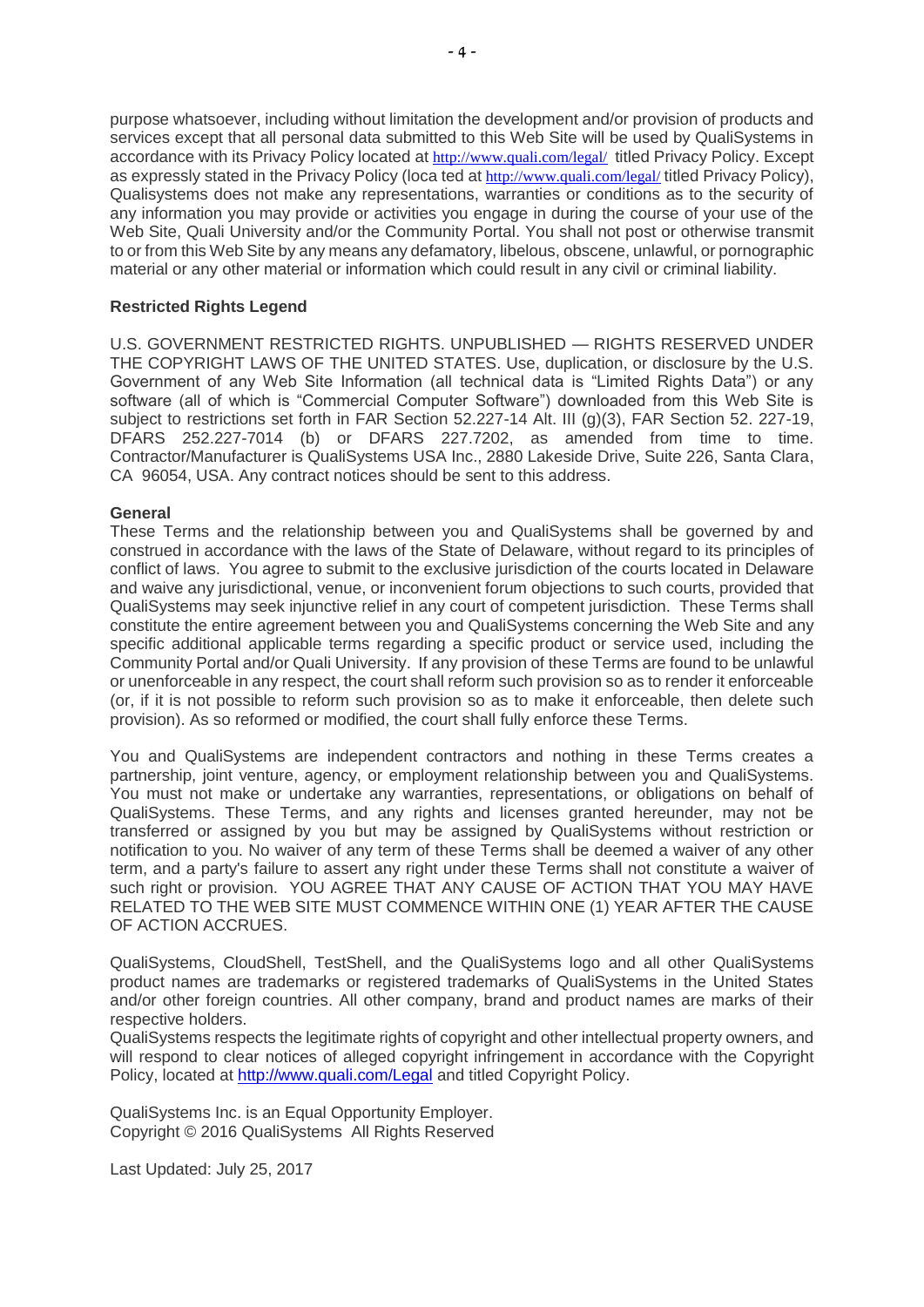purpose whatsoever, including without limitation the development and/or provision of products and services except that all personal data submitted to this Web Site will be used by QualiSystems in accordance with its Privacy Policy located at http://www.quali.com/legal/ titled Privacy Policy. Except as expressly stated in the Privacy Policy (loca ted at http://www.quali.com/legal/ titled Privacy Policy), Qualisystems does not make any representations, warranties or conditions as to the security of any information you may provide or activities you engage in during the course of your use of the Web Site, Quali University and/or the Community Portal. You shall not post or otherwise transmit to or from this Web Site by any means any defamatory, libelous, obscene, unlawful, or pornographic material or any other material or information which could result in any civil or criminal liability.

**Restricted Rights Legend**

U.S. GOVERNMENT RESTRICTED RIGHTS. UNPUBLISHED — RIGHTS RESERVED UNDER THE COPYRIGHT LAWS OF THE UNITED STATES. Use, duplication, or disclosure by the U.S. Government of any Web Site Information (all technical data is "Limited Rights Data") or any software (all of which is "Commercial Computer Software") downloaded from this Web Site is subject to restrictions set forth in FAR Section 52.227-14 Alt. III (g)(3), FAR Section 52. 227-19, DFARS 252.227-7014 (b) or DFARS 227.7202, as amended from time to time. Contractor/Manufacturer is QualiSystems USA Inc., 2880 Lakeside Drive, Suite 226, Santa Clara, CA 96054, USA. Any contract notices should be sent to this address.

**General**

These Terms and the relationship between you and QualiSystems shall be governed by and construed in accordance with the laws of the State of Delaware, without regard to its principles of conflict of laws. You agree to submit to the exclusive jurisdiction of the courts located in Delaware and waive any jurisdictional, venue, or inconvenient forum objections to such courts, provided that QualiSystems may seek injunctive relief in any court of competent jurisdiction. These Terms shall constitute the entire agreement between you and QualiSystems concerning the Web Site and any specific additional applicable terms regarding a specific product or service used, including the Community Portal and/or Quali University. If any provision of these Terms are found to be unlawful or unenforceable in any respect, the court shall reform such provision so as to render it enforceable (or, if it is not possible to reform such provision so as to make it enforceable, then delete such provision). As so reformed or modified, the court shall fully enforce these Terms.

You and QualiSystems are independent contractors and nothing in these Terms creates a partnership, joint venture, agency, or employment relationship between you and QualiSystems. You must not make or undertake any warranties, representations, or obligations on behalf of QualiSystems. These Terms, and any rights and licenses granted hereunder, may not be transferred or assigned by you but may be assigned by QualiSystems without restriction or notification to you. No waiver of any term of these Terms shall be deemed a waiver of any other term, and a party's failure to assert any right under these Terms shall not constitute a waiver of such right or provision. YOU AGREE THAT ANY CAUSE OF ACTION THAT YOU MAY HAVE RELATED TO THE WEB SITE MUST COMMENCE WITHIN ONE (1) YEAR AFTER THE CAUSE OF ACTION ACCRUES.

QualiSystems, CloudShell, TestShell, and the QualiSystems logo and all other QualiSystems product names are trademarks or registered trademarks of QualiSystems in the United States and/or other foreign countries. All other company, brand and product names are marks of their respective holders.
QualiSystems respects the legitimate rights of copyright and other intellectual property owners, and will respond to clear notices of alleged copyright infringement in accordance with the Copyright Policy, located at http://www.quali.com/Legal and titled Copyright Policy.

QualiSystems Inc. is an Equal Opportunity Employer.
Copyright © 2016 QualiSystems All Rights Reserved

Last Updated: July 25, 2017